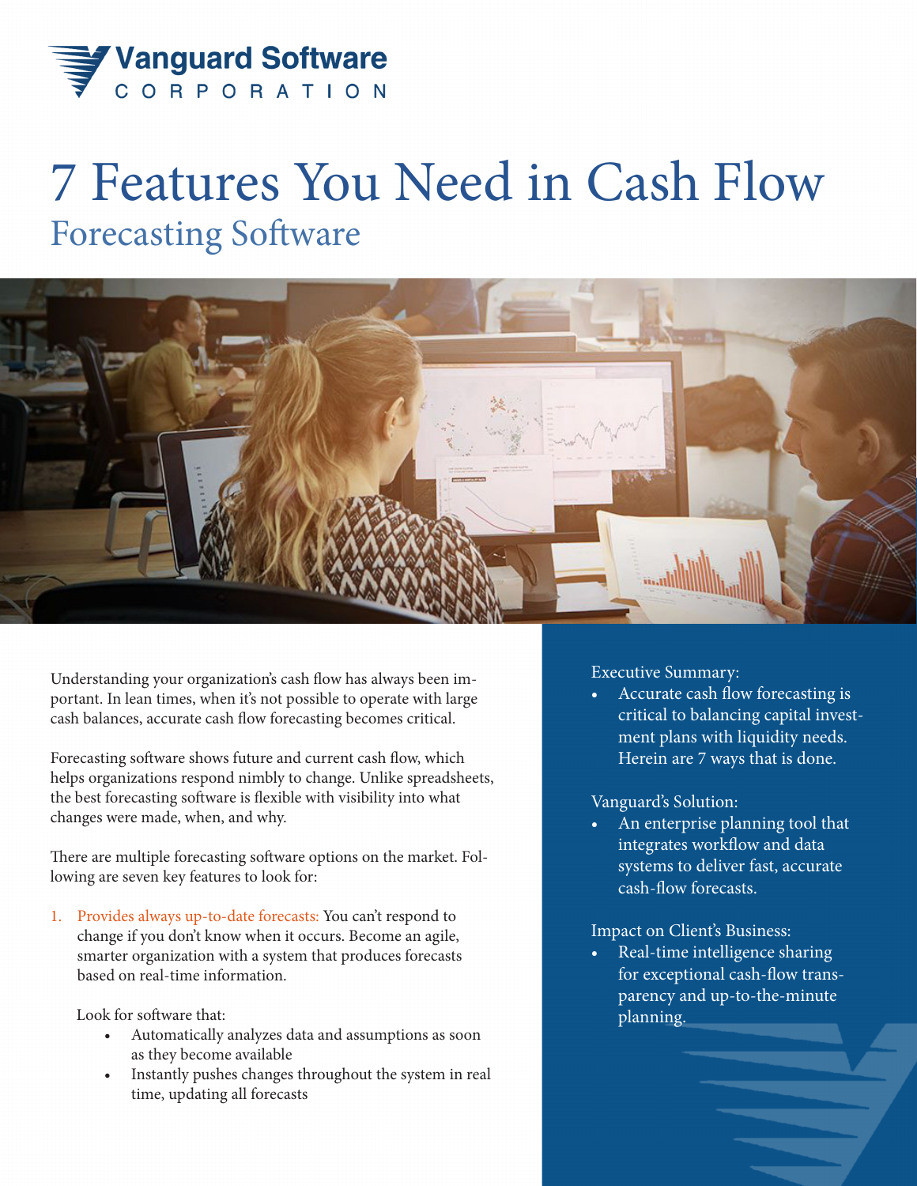Vanguard Software CORPORATION

# 7 Features You Need in Cash Flow
## Forecasting Software

Understanding your organization's cash flow has always been important. In lean times, when it's not possible to operate with large cash balances, accurate cash flow forecasting becomes critical.

Forecasting software shows future and current cash flow, which helps organizations respond nimbly to change. Unlike spreadsheets, the best forecasting software is flexible with visibility into what changes were made, when, and why.

There are multiple forecasting software options on the market. Following are seven key features to look for:

1. Provides always up-to-date forecasts: You can't respond to change if you don't know when it occurs. Become an agile, smarter organization with a system that produces forecasts based on real-time information.

   Look for software that:
   - Automatically analyzes data and assumptions as soon as they become available
   - Instantly pushes changes throughout the system in real time, updating all forecasts

Executive Summary:
- Accurate cash flow forecasting is critical to balancing capital investment plans with liquidity needs. Herein are 7 ways that is done.

Vanguard's Solution:
- An enterprise planning tool that integrates workflow and data systems to deliver fast, accurate cash-flow forecasts.

Impact on Client's Business:
- Real-time intelligence sharing for exceptional cash-flow transparency and up-to-the-minute planning.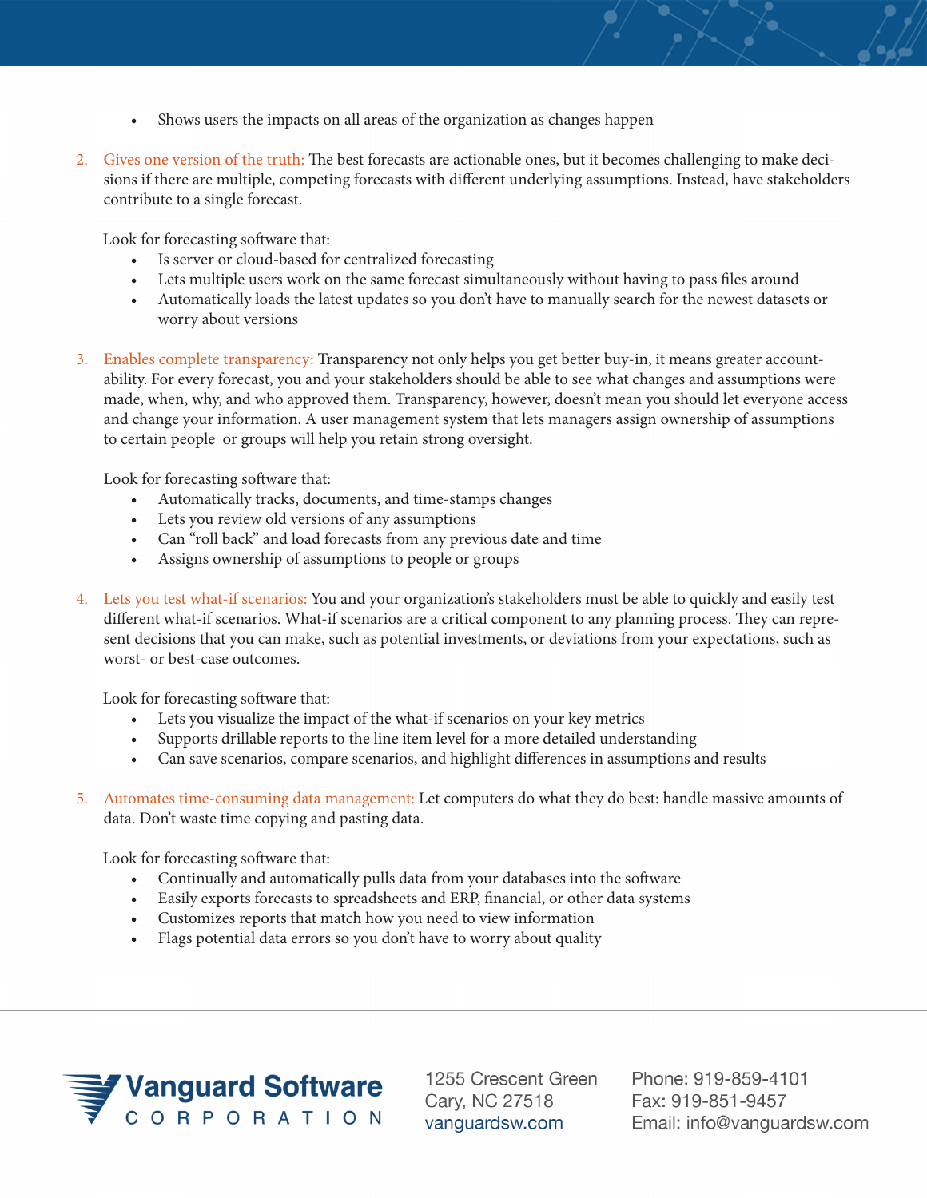- Shows users the impacts on all areas of the organization as changes happen

2. Gives one version of the truth: The best forecasts are actionable ones, but it becomes challenging to make decisions if there are multiple, competing forecasts with different underlying assumptions. Instead, have stakeholders contribute to a single forecast.

   Look for forecasting software that:
   - Is server or cloud-based for centralized forecasting
   - Lets multiple users work on the same forecast simultaneously without having to pass files around
   - Automatically loads the latest updates so you don't have to manually search for the newest datasets or worry about versions

3. Enables complete transparency: Transparency not only helps you get better buy-in, it means greater accountability. For every forecast, you and your stakeholders should be able to see what changes and assumptions were made, when, why, and who approved them. Transparency, however, doesn't mean you should let everyone access and change your information. A user management system that lets managers assign ownership of assumptions to certain people or groups will help you retain strong oversight.

   Look for forecasting software that:
   - Automatically tracks, documents, and time-stamps changes
   - Lets you review old versions of any assumptions
   - Can "roll back" and load forecasts from any previous date and time
   - Assigns ownership of assumptions to people or groups

4. Lets you test what-if scenarios: You and your organization's stakeholders must be able to quickly and easily test different what-if scenarios. What-if scenarios are a critical component to any planning process. They can represent decisions that you can make, such as potential investments, or deviations from your expectations, such as worst- or best-case outcomes.

   Look for forecasting software that:
   - Lets you visualize the impact of the what-if scenarios on your key metrics
   - Supports drillable reports to the line item level for a more detailed understanding
   - Can save scenarios, compare scenarios, and highlight differences in assumptions and results

5. Automates time-consuming data management: Let computers do what they do best: handle massive amounts of data. Don't waste time copying and pasting data.

   Look for forecasting software that:
   - Continually and automatically pulls data from your databases into the software
   - Easily exports forecasts to spreadsheets and ERP, financial, or other data systems
   - Customizes reports that match how you need to view information
   - Flags potential data errors so you don't have to worry about quality

**Vanguard Software CORPORATION**

1255 Crescent Green
Cary, NC 27518
vanguardsw.com

Phone: 919-859-4101
Fax: 919-851-9457
Email: info@vanguardsw.com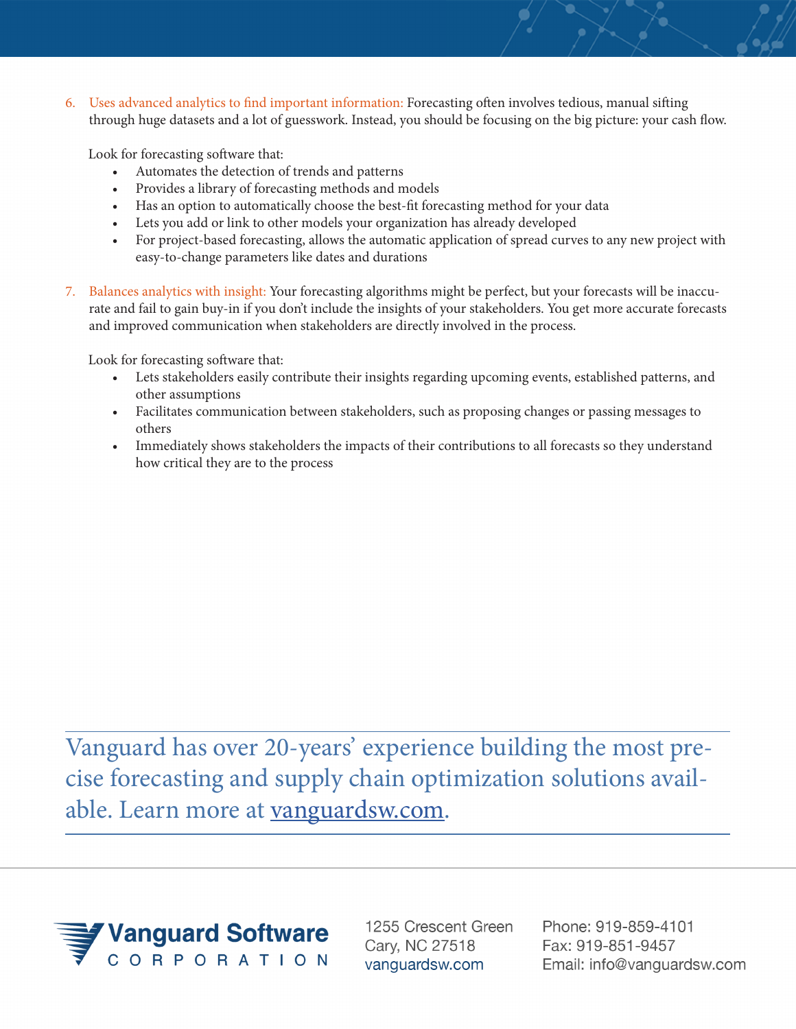6. Uses advanced analytics to find important information: Forecasting often involves tedious, manual sifting through huge datasets and a lot of guesswork. Instead, you should be focusing on the big picture: your cash flow.

   Look for forecasting software that:
   - Automates the detection of trends and patterns
   - Provides a library of forecasting methods and models
   - Has an option to automatically choose the best-fit forecasting method for your data
   - Lets you add or link to other models your organization has already developed
   - For project-based forecasting, allows the automatic application of spread curves to any new project with easy-to-change parameters like dates and durations

7. Balances analytics with insight: Your forecasting algorithms might be perfect, but your forecasts will be inaccurate and fail to gain buy-in if you don't include the insights of your stakeholders. You get more accurate forecasts and improved communication when stakeholders are directly involved in the process.

   Look for forecasting software that:
   - Lets stakeholders easily contribute their insights regarding upcoming events, established patterns, and other assumptions
   - Facilitates communication between stakeholders, such as proposing changes or passing messages to others
   - Immediately shows stakeholders the impacts of their contributions to all forecasts so they understand how critical they are to the process

---

Vanguard has over 20-years' experience building the most precise forecasting and supply chain optimization solutions available. Learn more at vanguardsw.com.

---

**Vanguard Software CORPORATION**

1255 Crescent Green
Cary, NC 27518
vanguardsw.com

Phone: 919-859-4101
Fax: 919-851-9457
Email: info@vanguardsw.com